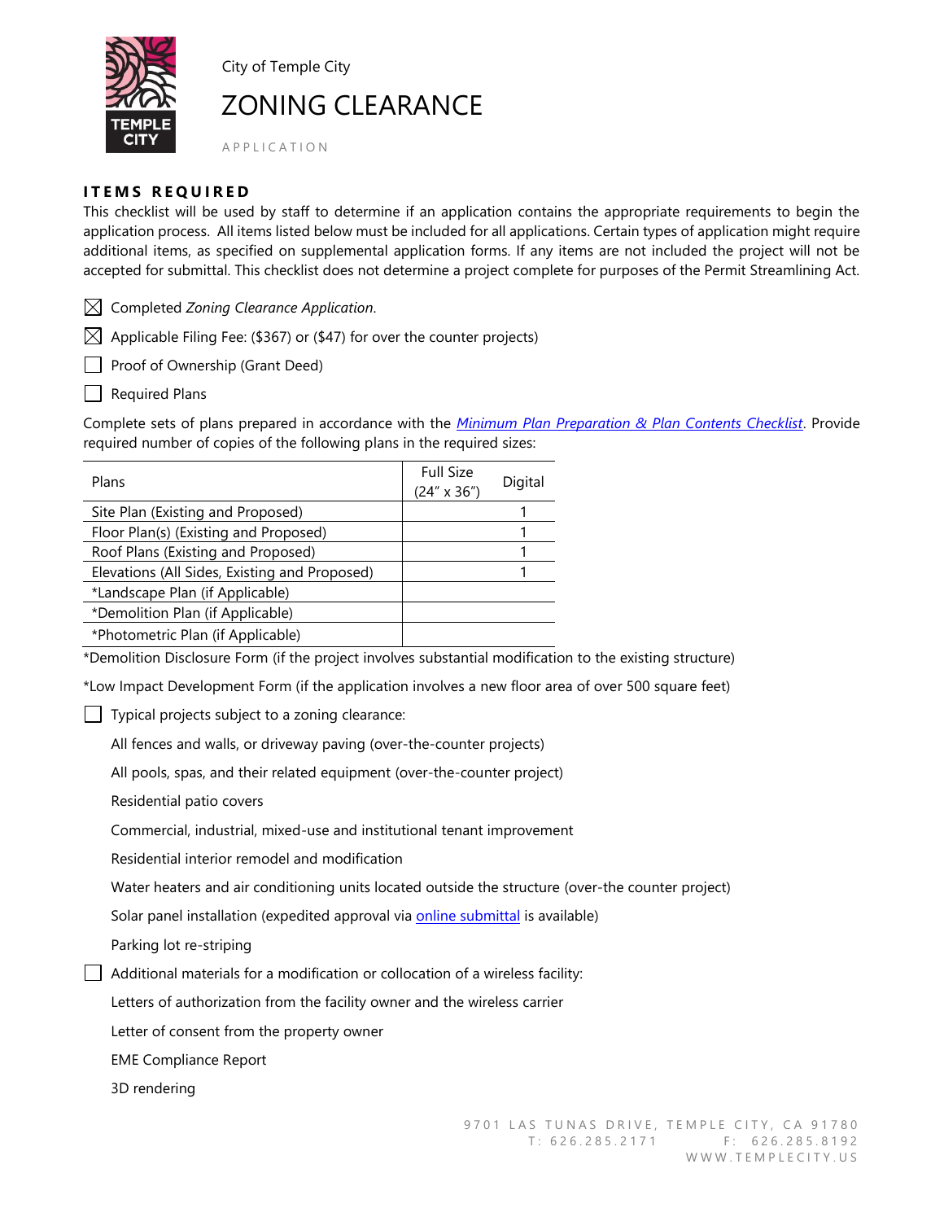City of Temple City

# ZONING CLEARANCE

APPLICATION

## ITEMS REQUIRED

This checklist will be used by staff to determine if an application contains the appropriate requirements to begin the application process. All items listed below must be included for all applications. Certain types of application might require additional items, as specified on supplemental application forms. If any items are not included the project will not be accepted for submittal. This checklist does not determine a project complete for purposes of the Permit Streamlining Act.

- [x] Completed *Zoning Clearance Application*.
- [x] Applicable Filing Fee: ($367) or ($47) for over the counter projects)
- [ ] Proof of Ownership (Grant Deed)
- [ ] Required Plans

Complete sets of plans prepared in accordance with the *Minimum Plan Preparation & Plan Contents Checklist*. Provide required number of copies of the following plans in the required sizes:

| Plans | Full Size (24" x 36") | Digital |
|---|---|---|
| Site Plan (Existing and Proposed) | | 1 |
| Floor Plan(s) (Existing and Proposed) | | 1 |
| Roof Plans (Existing and Proposed) | | 1 |
| Elevations (All Sides, Existing and Proposed) | | 1 |
| *Landscape Plan (if Applicable) | | |
| *Demolition Plan (if Applicable) | | |
| *Photometric Plan (if Applicable) | | |

*Demolition Disclosure Form (if the project involves substantial modification to the existing structure)

*Low Impact Development Form (if the application involves a new floor area of over 500 square feet)

- [ ] Typical projects subject to a zoning clearance:

All fences and walls, or driveway paving (over-the-counter projects)

All pools, spas, and their related equipment (over-the-counter project)

Residential patio covers

Commercial, industrial, mixed-use and institutional tenant improvement

Residential interior remodel and modification

Water heaters and air conditioning units located outside the structure (over-the counter project)

Solar panel installation (expedited approval via online submittal is available)

Parking lot re-striping

- [ ] Additional materials for a modification or collocation of a wireless facility:

Letters of authorization from the facility owner and the wireless carrier

Letter of consent from the property owner

EME Compliance Report

3D rendering

9701 LAS TUNAS DRIVE, TEMPLE CITY, CA 91780
T: 626.285.2171 F: 626.285.8192
WWW.TEMPLECITY.US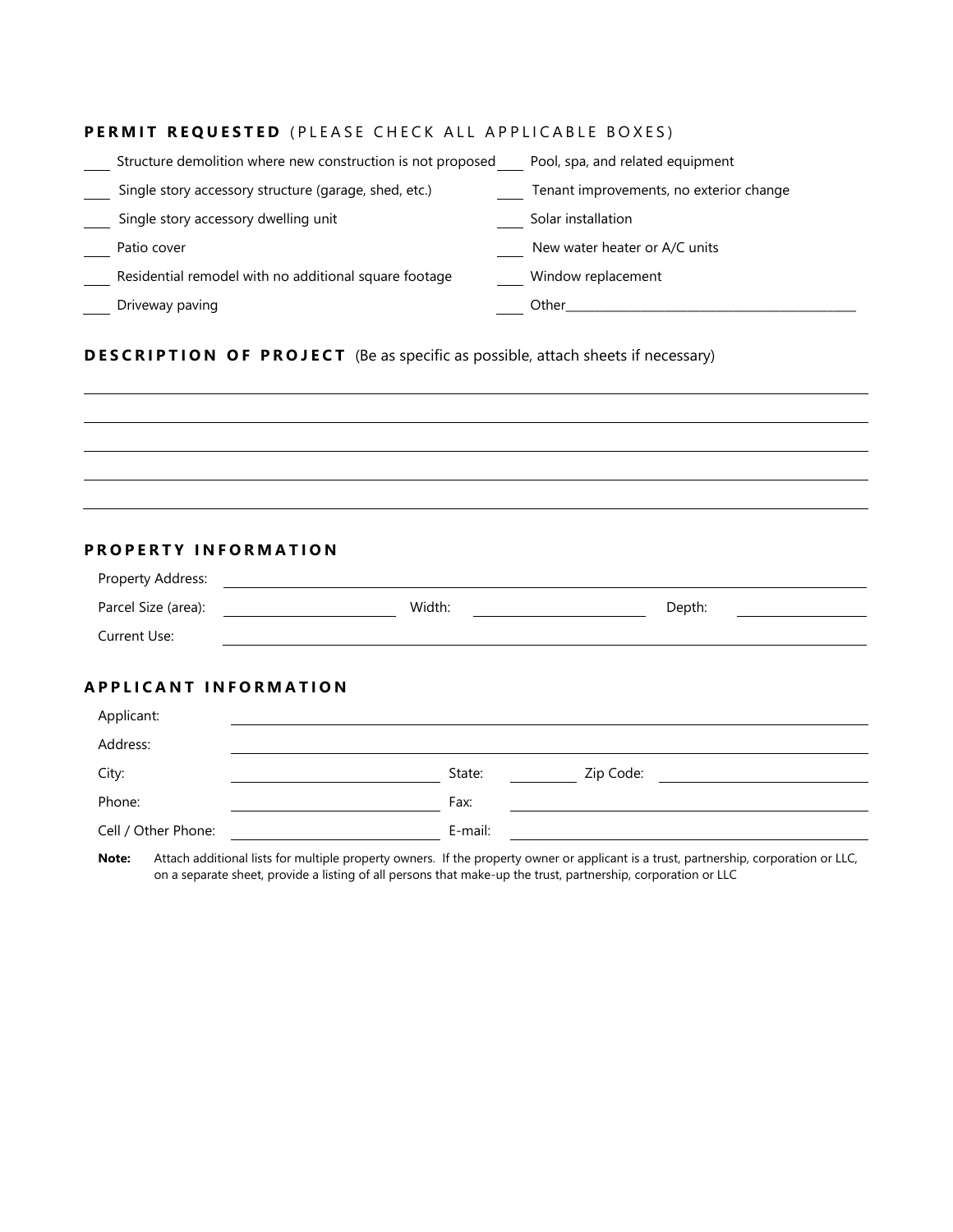## PERMIT REQUESTED (PLEASE CHECK ALL APPLICABLE BOXES)

- ____ Structure demolition where new construction is not proposed
- ____ Single story accessory structure (garage, shed, etc.)
- ____ Single story accessory dwelling unit
- ____ Patio cover
- ____ Residential remodel with no additional square footage
- ____ Driveway paving
- ____ Pool, spa, and related equipment
- ____ Tenant improvements, no exterior change
- ____ Solar installation
- ____ New water heater or A/C units
- ____ Window replacement
- ____ Other________________________________________

## DESCRIPTION OF PROJECT (Be as specific as possible, attach sheets if necessary)

______________________________________________________________________

______________________________________________________________________

______________________________________________________________________

______________________________________________________________________

______________________________________________________________________

## PROPERTY INFORMATION

Property Address: ______________________________________________

Parcel Size (area): ____________________ Width: ____________________ Depth: ______________

Current Use: ______________________________________________

## APPLICANT INFORMATION

Applicant: ______________________________________________

Address: ______________________________________________

City: ____________________ State: ________ Zip Code: ____________________

Phone: ____________________ Fax: ______________________________

Cell / Other Phone: ____________________ E-mail: ______________________________

**Note:** Attach additional lists for multiple property owners. If the property owner or applicant is a trust, partnership, corporation or LLC, on a separate sheet, provide a listing of all persons that make-up the trust, partnership, corporation or LLC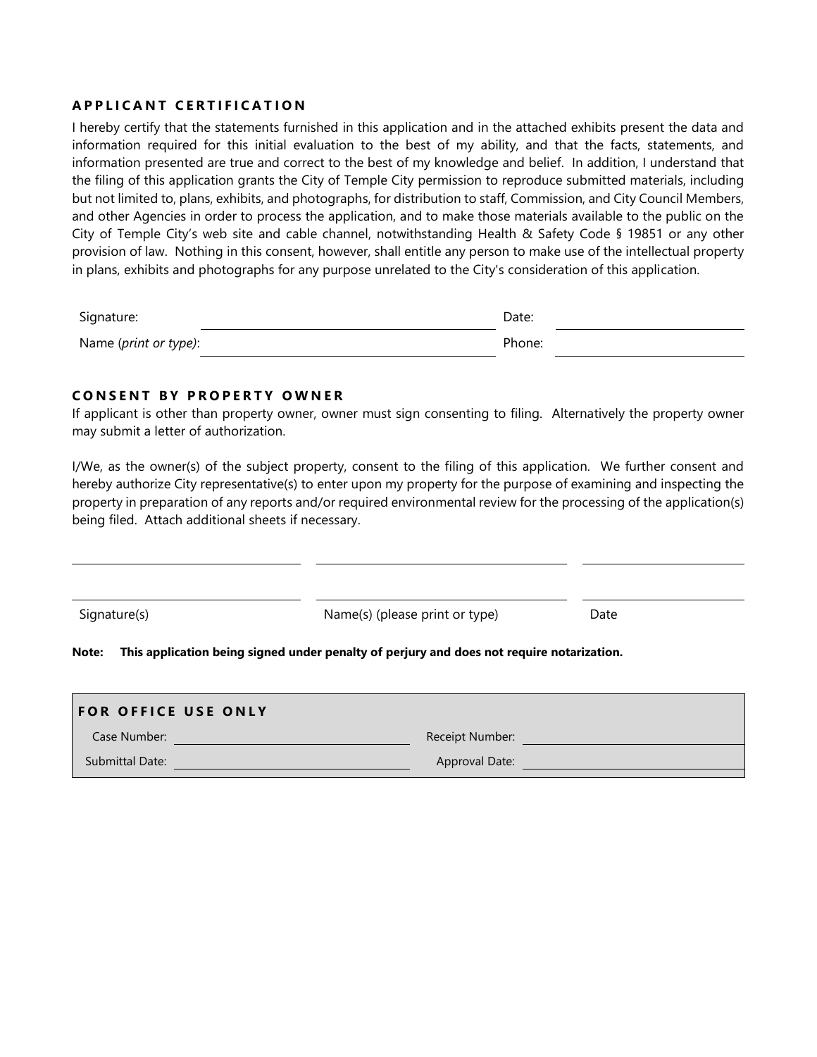## APPLICANT CERTIFICATION

I hereby certify that the statements furnished in this application and in the attached exhibits present the data and information required for this initial evaluation to the best of my ability, and that the facts, statements, and information presented are true and correct to the best of my knowledge and belief. In addition, I understand that the filing of this application grants the City of Temple City permission to reproduce submitted materials, including but not limited to, plans, exhibits, and photographs, for distribution to staff, Commission, and City Council Members, and other Agencies in order to process the application, and to make those materials available to the public on the City of Temple City's web site and cable channel, notwithstanding Health & Safety Code § 19851 or any other provision of law. Nothing in this consent, however, shall entitle any person to make use of the intellectual property in plans, exhibits and photographs for any purpose unrelated to the City's consideration of this application.

| | | | |
|---|---|---|---|
| Signature: | | Date: | |
| Name (*print or type*): | | Phone: | |

## CONSENT BY PROPERTY OWNER

If applicant is other than property owner, owner must sign consenting to filing. Alternatively the property owner may submit a letter of authorization.

I/We, as the owner(s) of the subject property, consent to the filing of this application. We further consent and hereby authorize City representative(s) to enter upon my property for the purpose of examining and inspecting the property in preparation of any reports and/or required environmental review for the processing of the application(s) being filed. Attach additional sheets if necessary.

| | | |
|---|---|---|
| | | |
| | | |
| Signature(s) | Name(s) (please print or type) | Date |

**Note: This application being signed under penalty of perjury and does not require notarization.**

| FOR OFFICE USE ONLY | | | |
|---|---|---|---|
| Case Number: | | Receipt Number: | |
| Submittal Date: | | Approval Date: | |